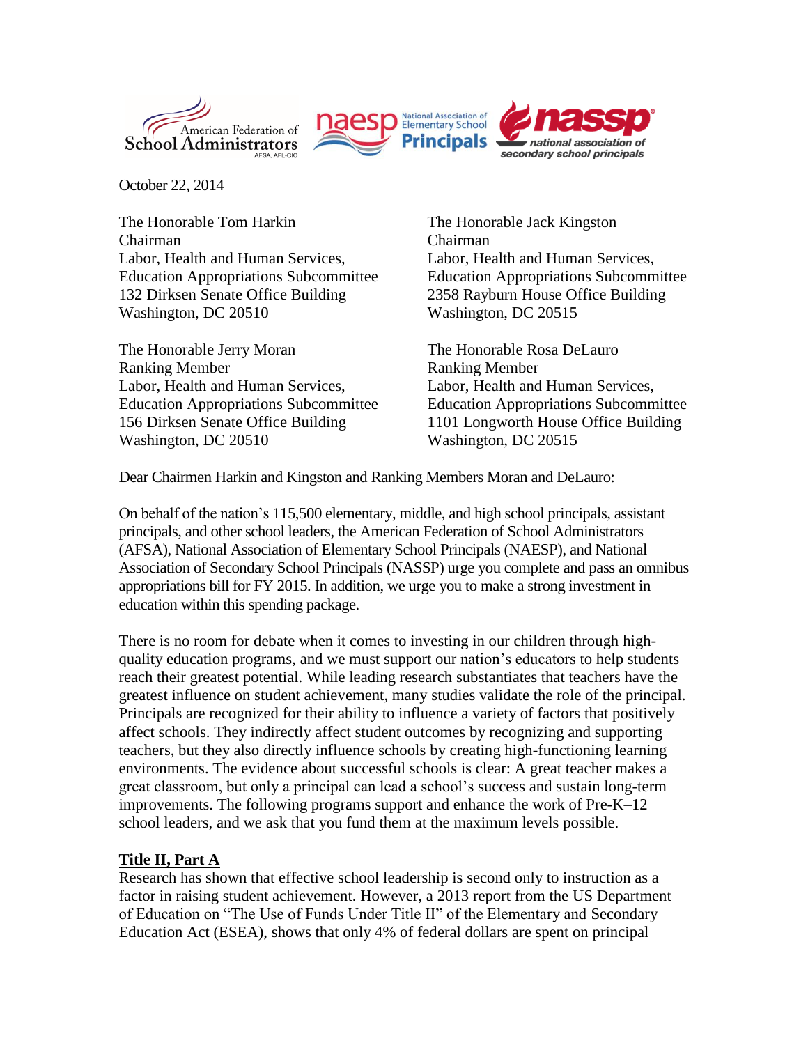October 22, 2014

The Honorable Tom Harkin
Chairman
Labor, Health and Human Services,
Education Appropriations Subcommittee
132 Dirksen Senate Office Building
Washington, DC 20510

The Honorable Jack Kingston
Chairman
Labor, Health and Human Services,
Education Appropriations Subcommittee
2358 Rayburn House Office Building
Washington, DC 20515

The Honorable Jerry Moran
Ranking Member
Labor, Health and Human Services,
Education Appropriations Subcommittee
156 Dirksen Senate Office Building
Washington, DC 20510

The Honorable Rosa DeLauro
Ranking Member
Labor, Health and Human Services,
Education Appropriations Subcommittee
1101 Longworth House Office Building
Washington, DC 20515

Dear Chairmen Harkin and Kingston and Ranking Members Moran and DeLauro:

On behalf of the nation's 115,500 elementary, middle, and high school principals, assistant principals, and other school leaders, the American Federation of School Administrators (AFSA), National Association of Elementary School Principals (NAESP), and National Association of Secondary School Principals (NASSP) urge you complete and pass an omnibus appropriations bill for FY 2015. In addition, we urge you to make a strong investment in education within this spending package.

There is no room for debate when it comes to investing in our children through high-quality education programs, and we must support our nation's educators to help students reach their greatest potential. While leading research substantiates that teachers have the greatest influence on student achievement, many studies validate the role of the principal. Principals are recognized for their ability to influence a variety of factors that positively affect schools. They indirectly affect student outcomes by recognizing and supporting teachers, but they also directly influence schools by creating high-functioning learning environments. The evidence about successful schools is clear: A great teacher makes a great classroom, but only a principal can lead a school's success and sustain long-term improvements. The following programs support and enhance the work of Pre-K–12 school leaders, and we ask that you fund them at the maximum levels possible.

**Title II, Part A**

Research has shown that effective school leadership is second only to instruction as a factor in raising student achievement. However, a 2013 report from the US Department of Education on "The Use of Funds Under Title II" of the Elementary and Secondary Education Act (ESEA), shows that only 4% of federal dollars are spent on principal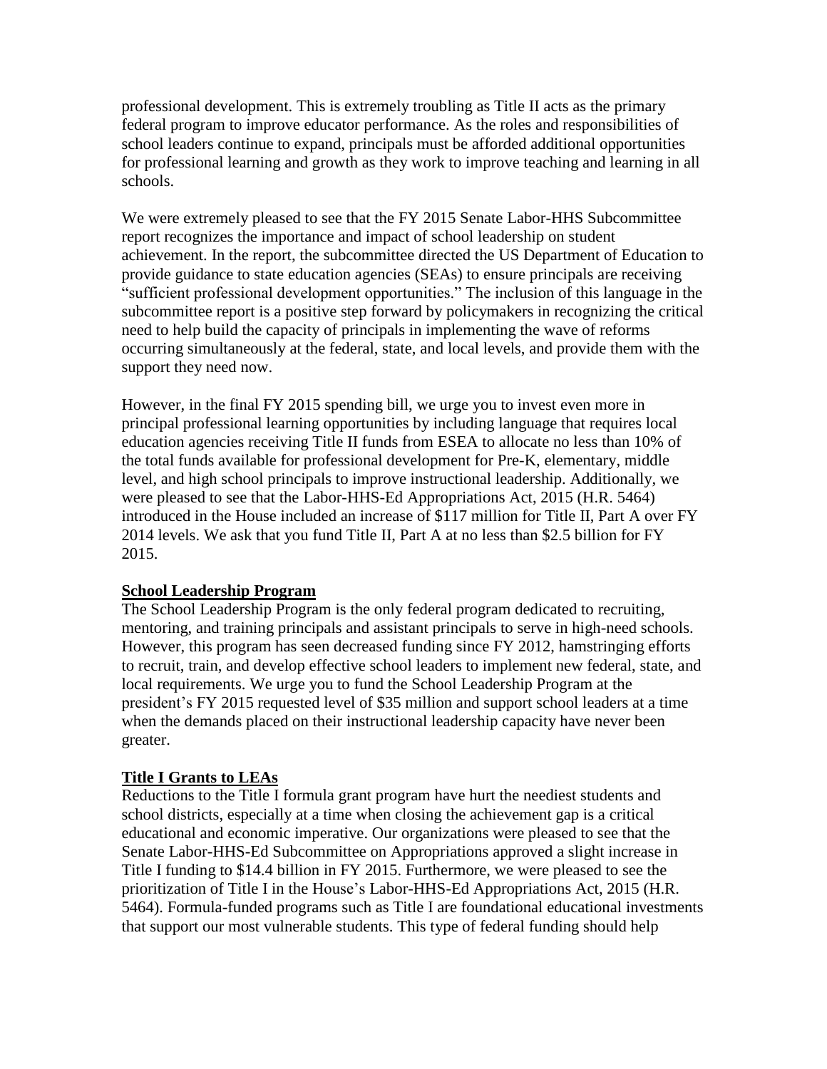professional development. This is extremely troubling as Title II acts as the primary federal program to improve educator performance. As the roles and responsibilities of school leaders continue to expand, principals must be afforded additional opportunities for professional learning and growth as they work to improve teaching and learning in all schools.

We were extremely pleased to see that the FY 2015 Senate Labor-HHS Subcommittee report recognizes the importance and impact of school leadership on student achievement. In the report, the subcommittee directed the US Department of Education to provide guidance to state education agencies (SEAs) to ensure principals are receiving "sufficient professional development opportunities." The inclusion of this language in the subcommittee report is a positive step forward by policymakers in recognizing the critical need to help build the capacity of principals in implementing the wave of reforms occurring simultaneously at the federal, state, and local levels, and provide them with the support they need now.

However, in the final FY 2015 spending bill, we urge you to invest even more in principal professional learning opportunities by including language that requires local education agencies receiving Title II funds from ESEA to allocate no less than 10% of the total funds available for professional development for Pre-K, elementary, middle level, and high school principals to improve instructional leadership. Additionally, we were pleased to see that the Labor-HHS-Ed Appropriations Act, 2015 (H.R. 5464) introduced in the House included an increase of $117 million for Title II, Part A over FY 2014 levels. We ask that you fund Title II, Part A at no less than $2.5 billion for FY 2015.

**School Leadership Program**

The School Leadership Program is the only federal program dedicated to recruiting, mentoring, and training principals and assistant principals to serve in high-need schools. However, this program has seen decreased funding since FY 2012, hamstringing efforts to recruit, train, and develop effective school leaders to implement new federal, state, and local requirements. We urge you to fund the School Leadership Program at the president's FY 2015 requested level of $35 million and support school leaders at a time when the demands placed on their instructional leadership capacity have never been greater.

**Title I Grants to LEAs**

Reductions to the Title I formula grant program have hurt the neediest students and school districts, especially at a time when closing the achievement gap is a critical educational and economic imperative. Our organizations were pleased to see that the Senate Labor-HHS-Ed Subcommittee on Appropriations approved a slight increase in Title I funding to $14.4 billion in FY 2015. Furthermore, we were pleased to see the prioritization of Title I in the House's Labor-HHS-Ed Appropriations Act, 2015 (H.R. 5464). Formula-funded programs such as Title I are foundational educational investments that support our most vulnerable students. This type of federal funding should help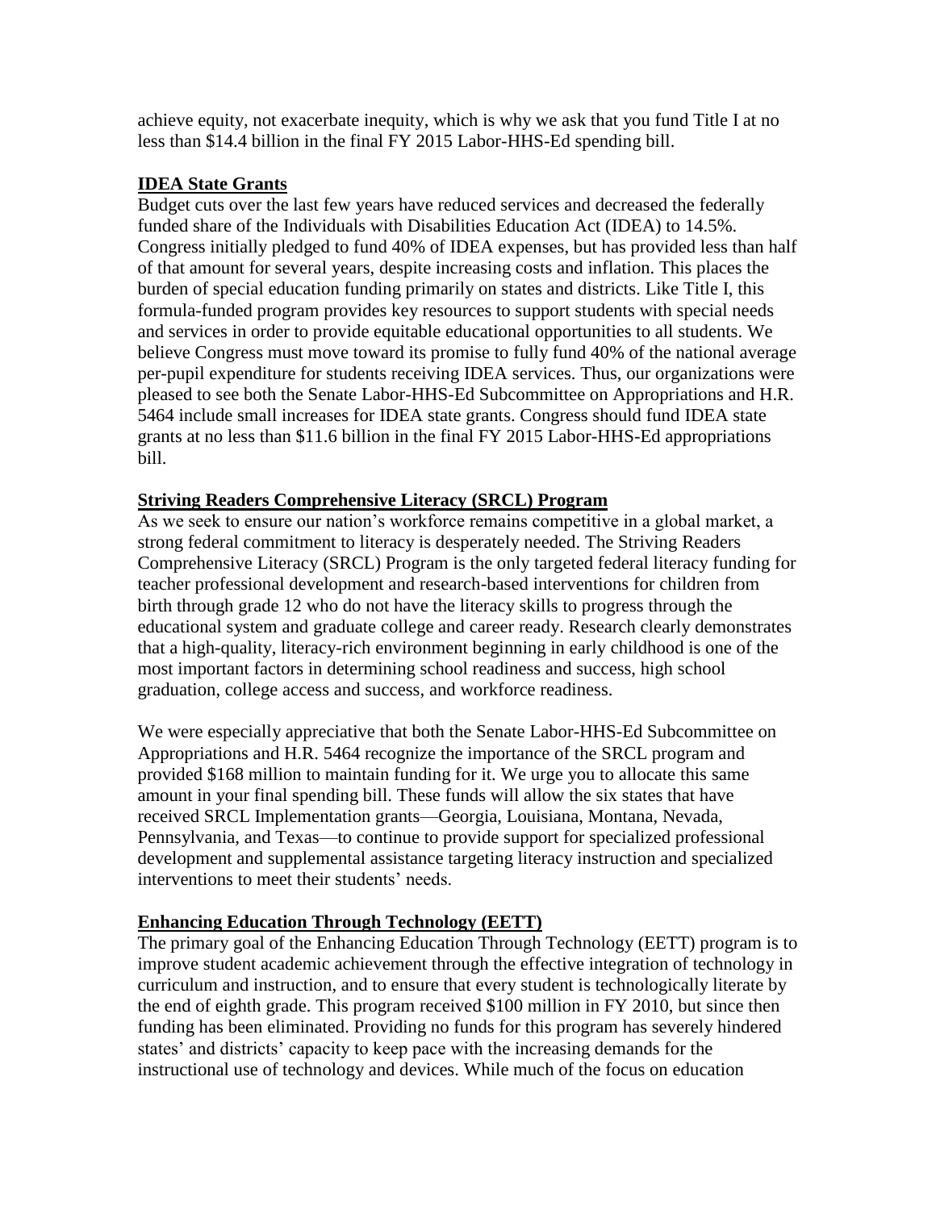achieve equity, not exacerbate inequity, which is why we ask that you fund Title I at no less than $14.4 billion in the final FY 2015 Labor-HHS-Ed spending bill.

**IDEA State Grants**

Budget cuts over the last few years have reduced services and decreased the federally funded share of the Individuals with Disabilities Education Act (IDEA) to 14.5%. Congress initially pledged to fund 40% of IDEA expenses, but has provided less than half of that amount for several years, despite increasing costs and inflation. This places the burden of special education funding primarily on states and districts. Like Title I, this formula-funded program provides key resources to support students with special needs and services in order to provide equitable educational opportunities to all students. We believe Congress must move toward its promise to fully fund 40% of the national average per-pupil expenditure for students receiving IDEA services. Thus, our organizations were pleased to see both the Senate Labor-HHS-Ed Subcommittee on Appropriations and H.R. 5464 include small increases for IDEA state grants. Congress should fund IDEA state grants at no less than $11.6 billion in the final FY 2015 Labor-HHS-Ed appropriations bill.

**Striving Readers Comprehensive Literacy (SRCL) Program**

As we seek to ensure our nation's workforce remains competitive in a global market, a strong federal commitment to literacy is desperately needed. The Striving Readers Comprehensive Literacy (SRCL) Program is the only targeted federal literacy funding for teacher professional development and research-based interventions for children from birth through grade 12 who do not have the literacy skills to progress through the educational system and graduate college and career ready. Research clearly demonstrates that a high-quality, literacy-rich environment beginning in early childhood is one of the most important factors in determining school readiness and success, high school graduation, college access and success, and workforce readiness.

We were especially appreciative that both the Senate Labor-HHS-Ed Subcommittee on Appropriations and H.R. 5464 recognize the importance of the SRCL program and provided $168 million to maintain funding for it. We urge you to allocate this same amount in your final spending bill. These funds will allow the six states that have received SRCL Implementation grants—Georgia, Louisiana, Montana, Nevada, Pennsylvania, and Texas—to continue to provide support for specialized professional development and supplemental assistance targeting literacy instruction and specialized interventions to meet their students' needs.

**Enhancing Education Through Technology (EETT)**

The primary goal of the Enhancing Education Through Technology (EETT) program is to improve student academic achievement through the effective integration of technology in curriculum and instruction, and to ensure that every student is technologically literate by the end of eighth grade. This program received $100 million in FY 2010, but since then funding has been eliminated. Providing no funds for this program has severely hindered states' and districts' capacity to keep pace with the increasing demands for the instructional use of technology and devices. While much of the focus on education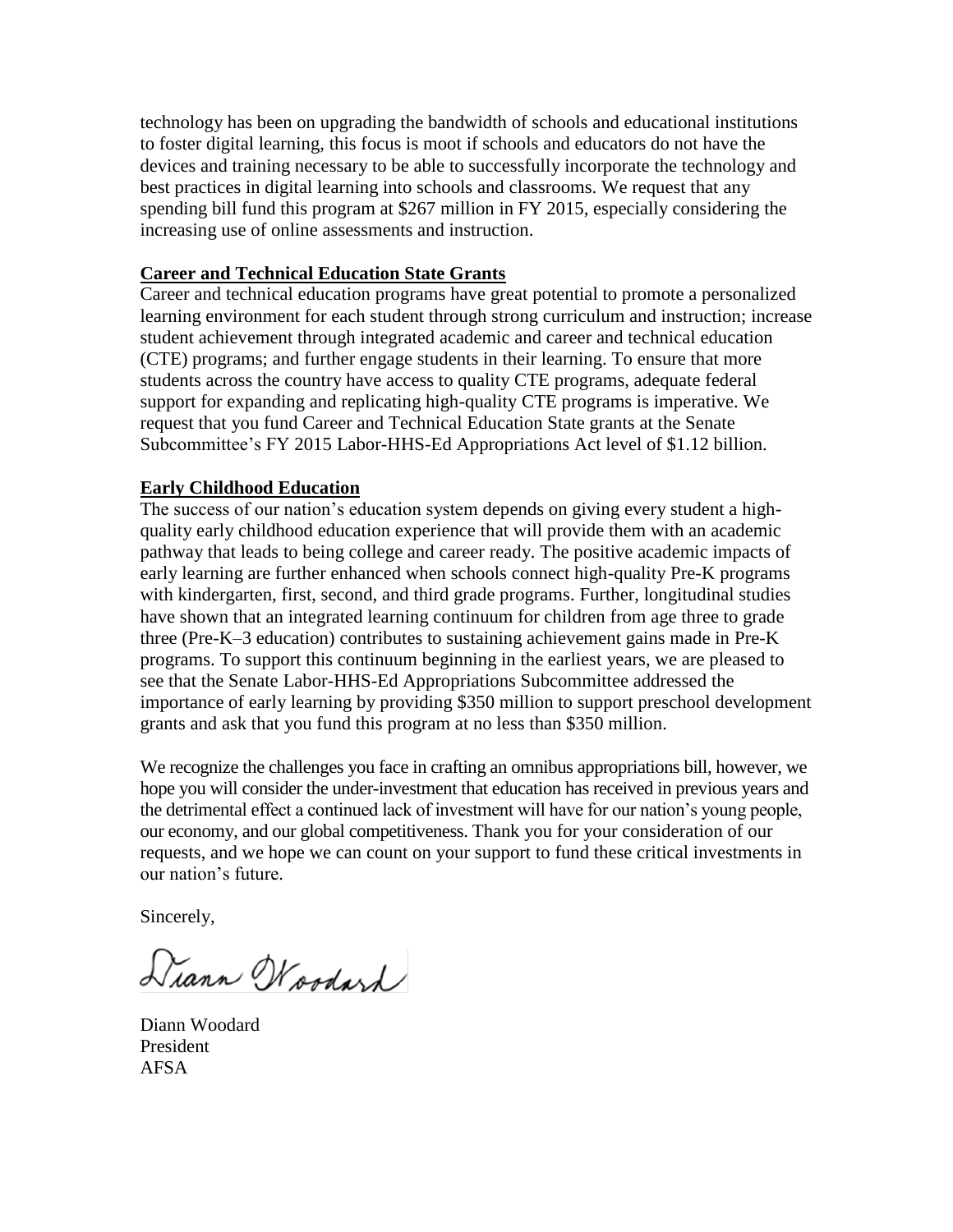technology has been on upgrading the bandwidth of schools and educational institutions to foster digital learning, this focus is moot if schools and educators do not have the devices and training necessary to be able to successfully incorporate the technology and best practices in digital learning into schools and classrooms. We request that any spending bill fund this program at $267 million in FY 2015, especially considering the increasing use of online assessments and instruction.

**Career and Technical Education State Grants**

Career and technical education programs have great potential to promote a personalized learning environment for each student through strong curriculum and instruction; increase student achievement through integrated academic and career and technical education (CTE) programs; and further engage students in their learning. To ensure that more students across the country have access to quality CTE programs, adequate federal support for expanding and replicating high-quality CTE programs is imperative. We request that you fund Career and Technical Education State grants at the Senate Subcommittee's FY 2015 Labor-HHS-Ed Appropriations Act level of $1.12 billion.

**Early Childhood Education**

The success of our nation's education system depends on giving every student a high-quality early childhood education experience that will provide them with an academic pathway that leads to being college and career ready. The positive academic impacts of early learning are further enhanced when schools connect high-quality Pre-K programs with kindergarten, first, second, and third grade programs. Further, longitudinal studies have shown that an integrated learning continuum for children from age three to grade three (Pre-K–3 education) contributes to sustaining achievement gains made in Pre-K programs. To support this continuum beginning in the earliest years, we are pleased to see that the Senate Labor-HHS-Ed Appropriations Subcommittee addressed the importance of early learning by providing $350 million to support preschool development grants and ask that you fund this program at no less than $350 million.

We recognize the challenges you face in crafting an omnibus appropriations bill, however, we hope you will consider the under-investment that education has received in previous years and the detrimental effect a continued lack of investment will have for our nation's young people, our economy, and our global competitiveness. Thank you for your consideration of our requests, and we hope we can count on your support to fund these critical investments in our nation's future.

Sincerely,

Diann Woodard

Diann Woodard
President
AFSA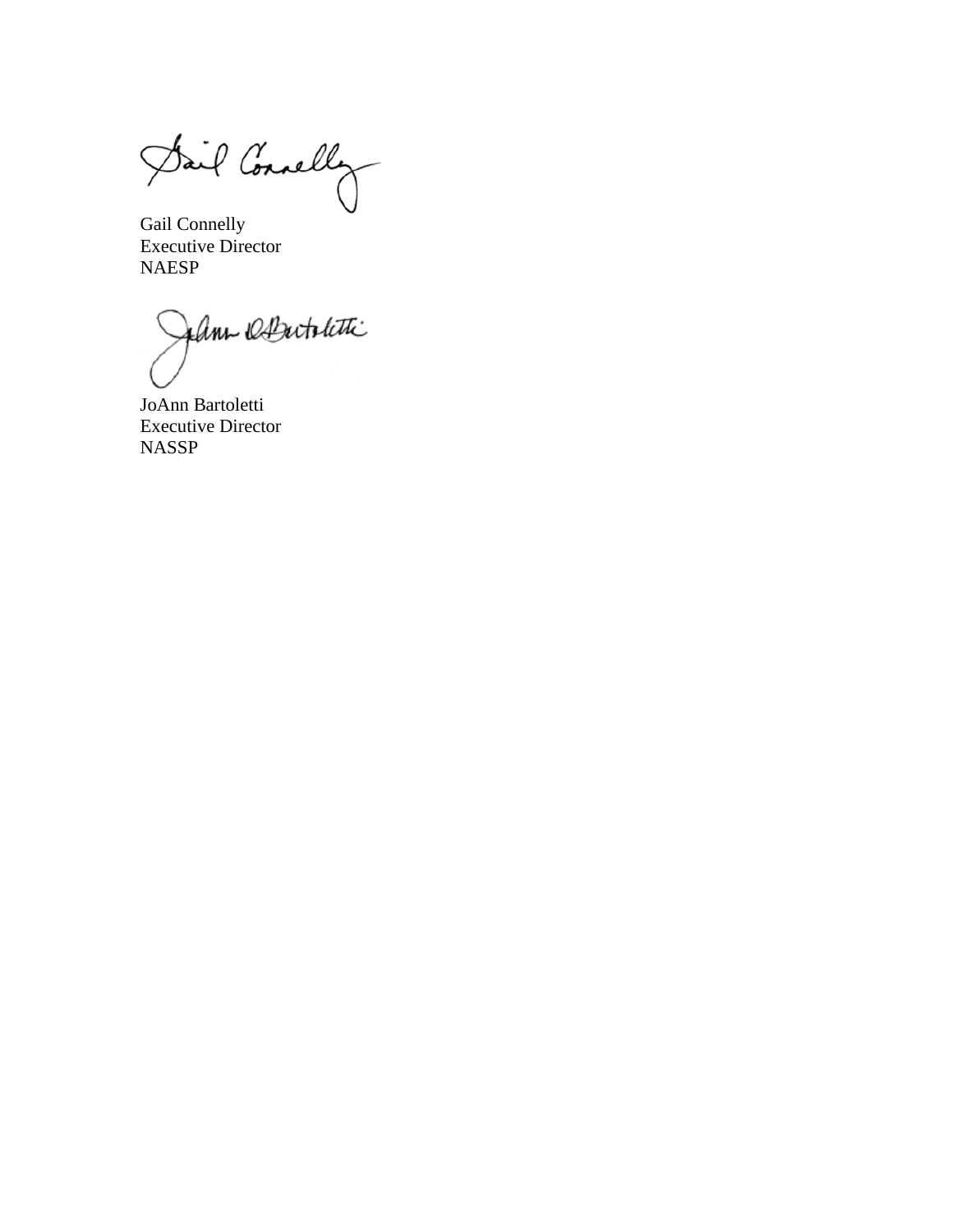Gail Connelly
Executive Director
NAESP

JoAnn Bartoletti
Executive Director
NASSP